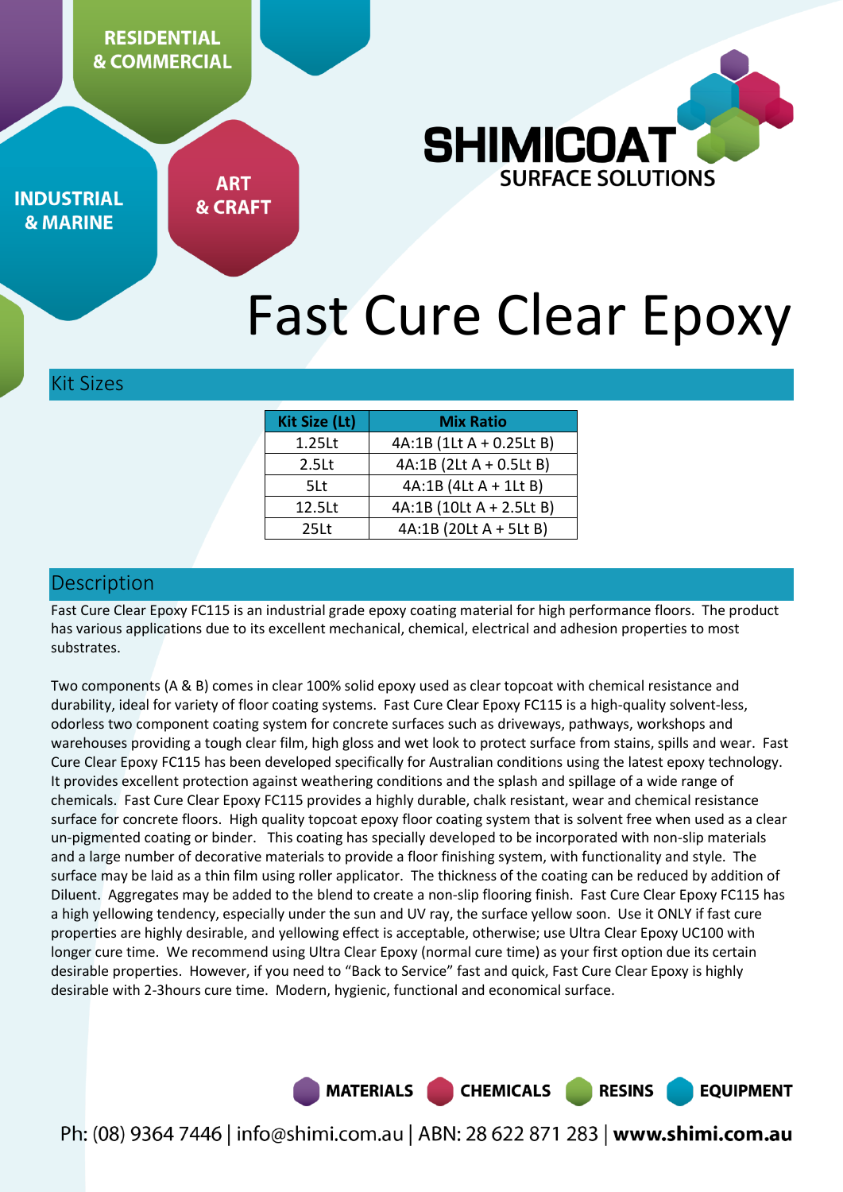RESIDENTIAL & COMMERCIAL

INDUSTRIAL & MARINE

ART & CRAFT

SHIMICOAT SURFACE SOLUTIONS

# Fast Cure Clear Epoxy

## Kit Sizes

| Kit Size (Lt) | Mix Ratio |
|---|---|
| 1.25Lt | 4A:1B (1Lt A + 0.25Lt B) |
| 2.5Lt | 4A:1B (2Lt A + 0.5Lt B) |
| 5Lt | 4A:1B (4Lt A + 1Lt B) |
| 12.5Lt | 4A:1B (10Lt A + 2.5Lt B) |
| 25Lt | 4A:1B (20Lt A + 5Lt B) |

## Description

Fast Cure Clear Epoxy FC115 is an industrial grade epoxy coating material for high performance floors. The product has various applications due to its excellent mechanical, chemical, electrical and adhesion properties to most substrates.

Two components (A & B) comes in clear 100% solid epoxy used as clear topcoat with chemical resistance and durability, ideal for variety of floor coating systems. Fast Cure Clear Epoxy FC115 is a high-quality solvent-less, odorless two component coating system for concrete surfaces such as driveways, pathways, workshops and warehouses providing a tough clear film, high gloss and wet look to protect surface from stains, spills and wear. Fast Cure Clear Epoxy FC115 has been developed specifically for Australian conditions using the latest epoxy technology. It provides excellent protection against weathering conditions and the splash and spillage of a wide range of chemicals. Fast Cure Clear Epoxy FC115 provides a highly durable, chalk resistant, wear and chemical resistance surface for concrete floors. High quality topcoat epoxy floor coating system that is solvent free when used as a clear un-pigmented coating or binder. This coating has specially developed to be incorporated with non-slip materials and a large number of decorative materials to provide a floor finishing system, with functionality and style. The surface may be laid as a thin film using roller applicator. The thickness of the coating can be reduced by addition of Diluent. Aggregates may be added to the blend to create a non-slip flooring finish. Fast Cure Clear Epoxy FC115 has a high yellowing tendency, especially under the sun and UV ray, the surface yellow soon. Use it ONLY if fast cure properties are highly desirable, and yellowing effect is acceptable, otherwise; use Ultra Clear Epoxy UC100 with longer cure time. We recommend using Ultra Clear Epoxy (normal cure time) as your first option due its certain desirable properties. However, if you need to "Back to Service" fast and quick, Fast Cure Clear Epoxy is highly desirable with 2-3hours cure time. Modern, hygienic, functional and economical surface.

MATERIALS CHEMICALS RESINS EQUIPMENT

Ph: (08) 9364 7446 | info@shimi.com.au | ABN: 28 622 871 283 | **www.shimi.com.au**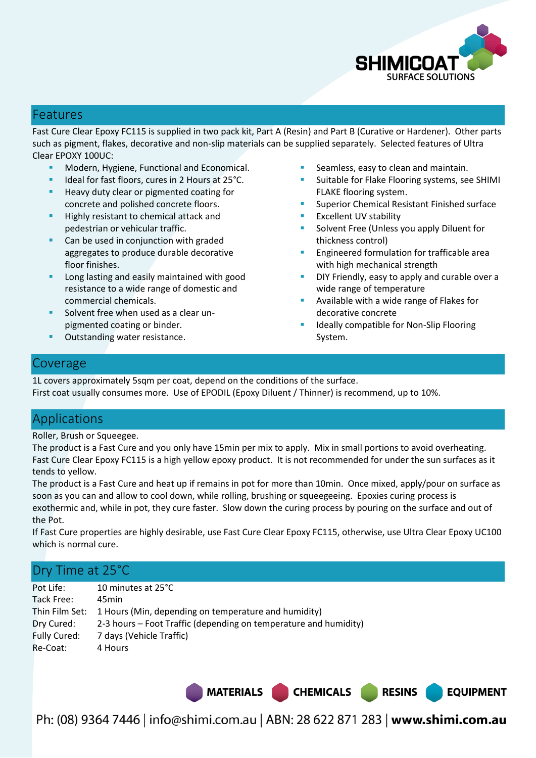## Features

Fast Cure Clear Epoxy FC115 is supplied in two pack kit, Part A (Resin) and Part B (Curative or Hardener). Other parts such as pigment, flakes, decorative and non-slip materials can be supplied separately. Selected features of Ultra Clear EPOXY 100UC:

- Modern, Hygiene, Functional and Economical.
- Ideal for fast floors, cures in 2 Hours at 25°C.
- Heavy duty clear or pigmented coating for concrete and polished concrete floors.
- Highly resistant to chemical attack and pedestrian or vehicular traffic.
- Can be used in conjunction with graded aggregates to produce durable decorative floor finishes.
- Long lasting and easily maintained with good resistance to a wide range of domestic and commercial chemicals.
- Solvent free when used as a clear un-pigmented coating or binder.
- Outstanding water resistance.
- Seamless, easy to clean and maintain.
- Suitable for Flake Flooring systems, see SHIMI FLAKE flooring system.
- Superior Chemical Resistant Finished surface
- Excellent UV stability
- Solvent Free (Unless you apply Diluent for thickness control)
- Engineered formulation for trafficable area with high mechanical strength
- DIY Friendly, easy to apply and curable over a wide range of temperature
- Available with a wide range of Flakes for decorative concrete
- Ideally compatible for Non-Slip Flooring System.

## Coverage

1L covers approximately 5sqm per coat, depend on the conditions of the surface.
First coat usually consumes more. Use of EPODIL (Epoxy Diluent / Thinner) is recommend, up to 10%.

## Applications

Roller, Brush or Squeegee.
The product is a Fast Cure and you only have 15min per mix to apply. Mix in small portions to avoid overheating.
Fast Cure Clear Epoxy FC115 is a high yellow epoxy product. It is not recommended for under the sun surfaces as it tends to yellow.
The product is a Fast Cure and heat up if remains in pot for more than 10min. Once mixed, apply/pour on surface as soon as you can and allow to cool down, while rolling, brushing or squeegeeing. Epoxies curing process is exothermic and, while in pot, they cure faster. Slow down the curing process by pouring on the surface and out of the Pot.
If Fast Cure properties are highly desirable, use Fast Cure Clear Epoxy FC115, otherwise, use Ultra Clear Epoxy UC100 which is normal cure.

## Dry Time at 25°C

| | |
|---|---|
| Pot Life: | 10 minutes at 25°C |
| Tack Free: | 45min |
| Thin Film Set: | 1 Hours (Min, depending on temperature and humidity) |
| Dry Cured: | 2-3 hours – Foot Traffic (depending on temperature and humidity) |
| Fully Cured: | 7 days (Vehicle Traffic) |
| Re-Coat: | 4 Hours |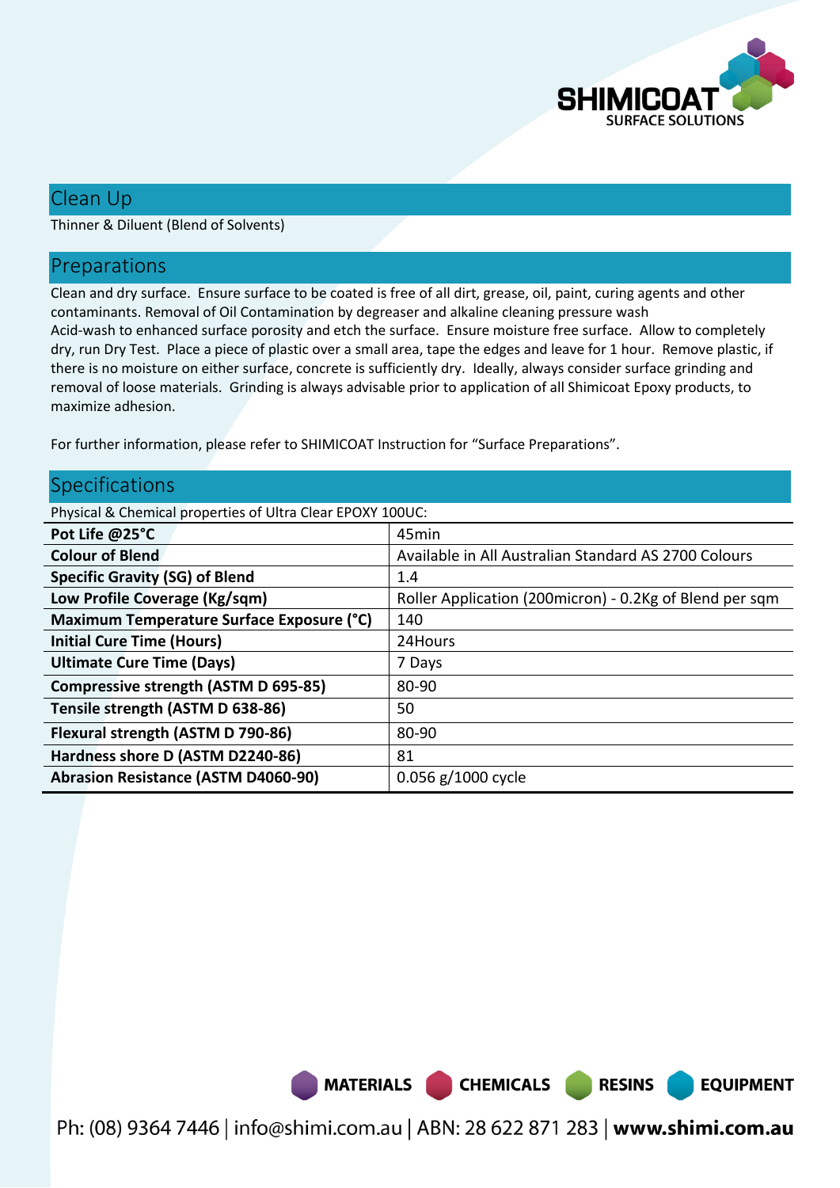## Clean Up

Thinner & Diluent (Blend of Solvents)

## Preparations

Clean and dry surface. Ensure surface to be coated is free of all dirt, grease, oil, paint, curing agents and other contaminants. Removal of Oil Contamination by degreaser and alkaline cleaning pressure wash
Acid-wash to enhanced surface porosity and etch the surface. Ensure moisture free surface. Allow to completely dry, run Dry Test. Place a piece of plastic over a small area, tape the edges and leave for 1 hour. Remove plastic, if there is no moisture on either surface, concrete is sufficiently dry. Ideally, always consider surface grinding and removal of loose materials. Grinding is always advisable prior to application of all Shimicoat Epoxy products, to maximize adhesion.

For further information, please refer to SHIMICOAT Instruction for "Surface Preparations".

## Specifications

Physical & Chemical properties of Ultra Clear EPOXY 100UC:

| Property | Value |
|---|---|
| **Pot Life @25°C** | 45min |
| **Colour of Blend** | Available in All Australian Standard AS 2700 Colours |
| **Specific Gravity (SG) of Blend** | 1.4 |
| **Low Profile Coverage (Kg/sqm)** | Roller Application (200micron) - 0.2Kg of Blend per sqm |
| **Maximum Temperature Surface Exposure (°C)** | 140 |
| **Initial Cure Time (Hours)** | 24Hours |
| **Ultimate Cure Time (Days)** | 7 Days |
| **Compressive strength (ASTM D 695-85)** | 80-90 |
| **Tensile strength (ASTM D 638-86)** | 50 |
| **Flexural strength (ASTM D 790-86)** | 80-90 |
| **Hardness shore D (ASTM D2240-86)** | 81 |
| **Abrasion Resistance (ASTM D4060-90)** | 0.056 g/1000 cycle |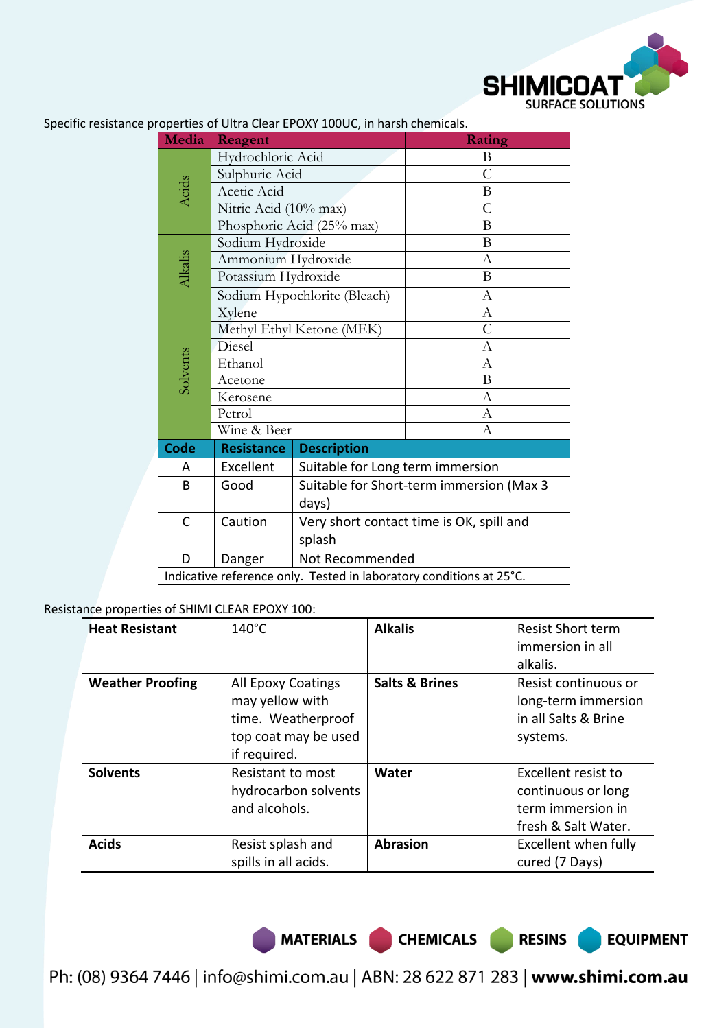Specific resistance properties of Ultra Clear EPOXY 100UC, in harsh chemicals.

| Media | Reagent | Rating |
|---|---|---|
| Acids | Hydrochloric Acid | B |
| | Sulphuric Acid | C |
| | Acetic Acid | B |
| | Nitric Acid (10% max) | C |
| | Phosphoric Acid (25% max) | B |
| Alkalis | Sodium Hydroxide | B |
| | Ammonium Hydroxide | A |
| | Potassium Hydroxide | B |
| | Sodium Hypochlorite (Bleach) | A |
| Solvents | Xylene | A |
| | Methyl Ethyl Ketone (MEK) | C |
| | Diesel | A |
| | Ethanol | A |
| | Acetone | B |
| | Kerosene | A |
| | Petrol | A |
| | Wine & Beer | A |

| Code | Resistance | Description |
|---|---|---|
| A | Excellent | Suitable for Long term immersion |
| B | Good | Suitable for Short-term immersion (Max 3 days) |
| C | Caution | Very short contact time is OK, spill and splash |
| D | Danger | Not Recommended |
| Indicative reference only. Tested in laboratory conditions at 25°C. | | |

Resistance properties of SHIMI CLEAR EPOXY 100:

| | | | |
|---|---|---|---|
| **Heat Resistant** | 140°C | **Alkalis** | Resist Short term immersion in all alkalis. |
| **Weather Proofing** | All Epoxy Coatings may yellow with time. Weatherproof top coat may be used if required. | **Salts & Brines** | Resist continuous or long-term immersion in all Salts & Brine systems. |
| **Solvents** | Resistant to most hydrocarbon solvents and alcohols. | **Water** | Excellent resist to continuous or long term immersion in fresh & Salt Water. |
| **Acids** | Resist splash and spills in all acids. | **Abrasion** | Excellent when fully cured (7 Days) |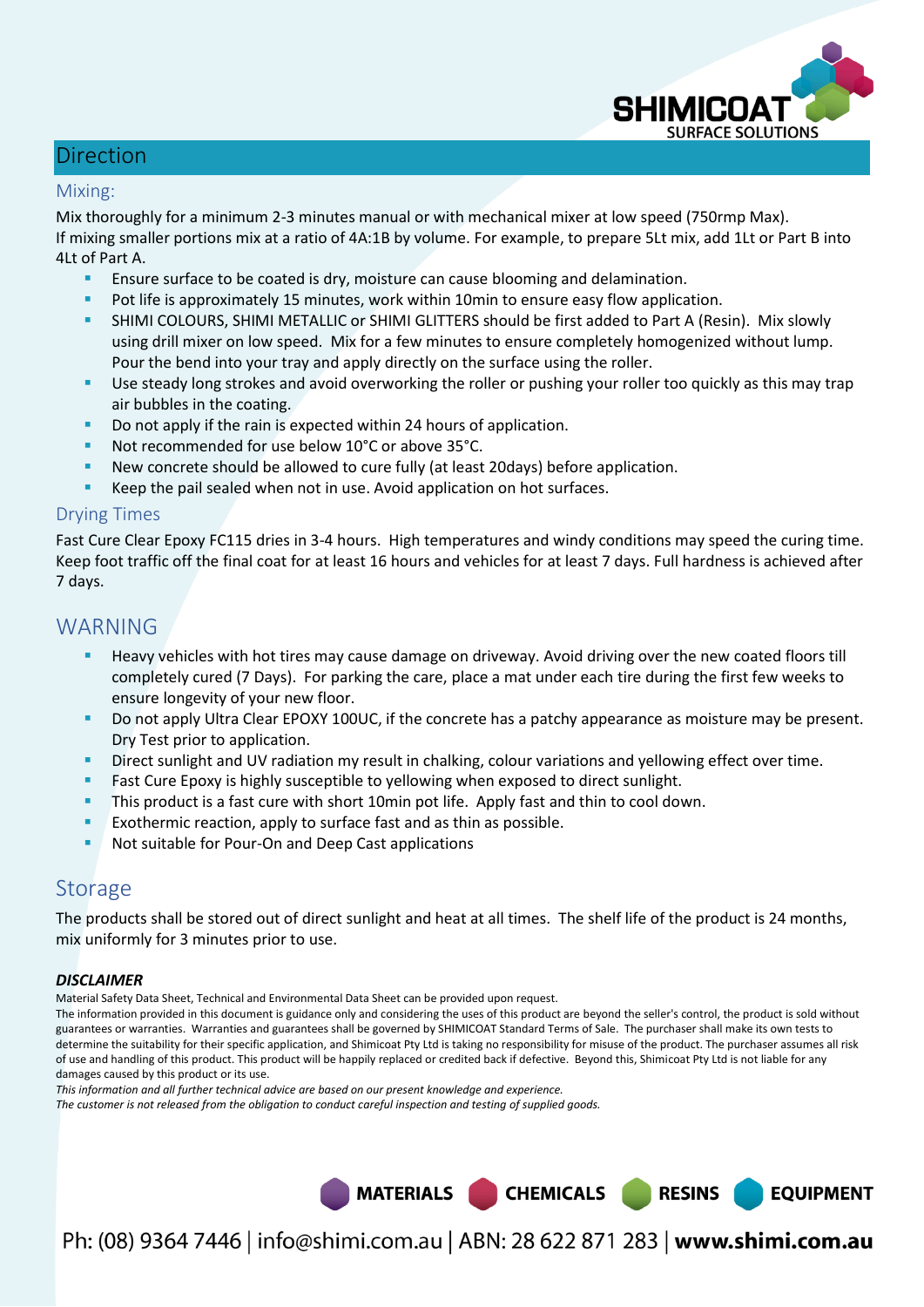## Direction

### Mixing:

Mix thoroughly for a minimum 2-3 minutes manual or with mechanical mixer at low speed (750rmp Max).
If mixing smaller portions mix at a ratio of 4A:1B by volume. For example, to prepare 5Lt mix, add 1Lt or Part B into 4Lt of Part A.

- Ensure surface to be coated is dry, moisture can cause blooming and delamination.
- Pot life is approximately 15 minutes, work within 10min to ensure easy flow application.
- SHIMI COLOURS, SHIMI METALLIC or SHIMI GLITTERS should be first added to Part A (Resin). Mix slowly using drill mixer on low speed. Mix for a few minutes to ensure completely homogenized without lump. Pour the bend into your tray and apply directly on the surface using the roller.
- Use steady long strokes and avoid overworking the roller or pushing your roller too quickly as this may trap air bubbles in the coating.
- Do not apply if the rain is expected within 24 hours of application.
- Not recommended for use below 10°C or above 35°C.
- New concrete should be allowed to cure fully (at least 20days) before application.
- Keep the pail sealed when not in use. Avoid application on hot surfaces.

### Drying Times

Fast Cure Clear Epoxy FC115 dries in 3-4 hours. High temperatures and windy conditions may speed the curing time. Keep foot traffic off the final coat for at least 16 hours and vehicles for at least 7 days. Full hardness is achieved after 7 days.

## WARNING

- Heavy vehicles with hot tires may cause damage on driveway. Avoid driving over the new coated floors till completely cured (7 Days). For parking the care, place a mat under each tire during the first few weeks to ensure longevity of your new floor.
- Do not apply Ultra Clear EPOXY 100UC, if the concrete has a patchy appearance as moisture may be present. Dry Test prior to application.
- Direct sunlight and UV radiation my result in chalking, colour variations and yellowing effect over time.
- Fast Cure Epoxy is highly susceptible to yellowing when exposed to direct sunlight.
- This product is a fast cure with short 10min pot life. Apply fast and thin to cool down.
- Exothermic reaction, apply to surface fast and as thin as possible.
- Not suitable for Pour-On and Deep Cast applications

## Storage

The products shall be stored out of direct sunlight and heat at all times. The shelf life of the product is 24 months, mix uniformly for 3 minutes prior to use.

***DISCLAIMER***

Material Safety Data Sheet, Technical and Environmental Data Sheet can be provided upon request.
The information provided in this document is guidance only and considering the uses of this product are beyond the seller's control, the product is sold without guarantees or warranties. Warranties and guarantees shall be governed by SHIMICOAT Standard Terms of Sale. The purchaser shall make its own tests to determine the suitability for their specific application, and Shimicoat Pty Ltd is taking no responsibility for misuse of the product. The purchaser assumes all risk of use and handling of this product. This product will be happily replaced or credited back if defective. Beyond this, Shimicoat Pty Ltd is not liable for any damages caused by this product or its use.
*This information and all further technical advice are based on our present knowledge and experience.*
*The customer is not released from the obligation to conduct careful inspection and testing of supplied goods.*